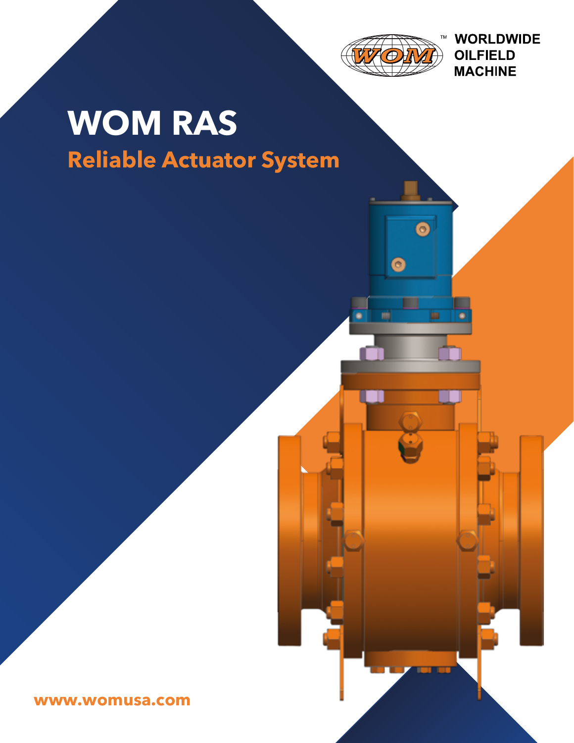WOM™ WORLDWIDE OILFIELD MACHINE

# WOM RAS

## Reliable Actuator System

www.womusa.com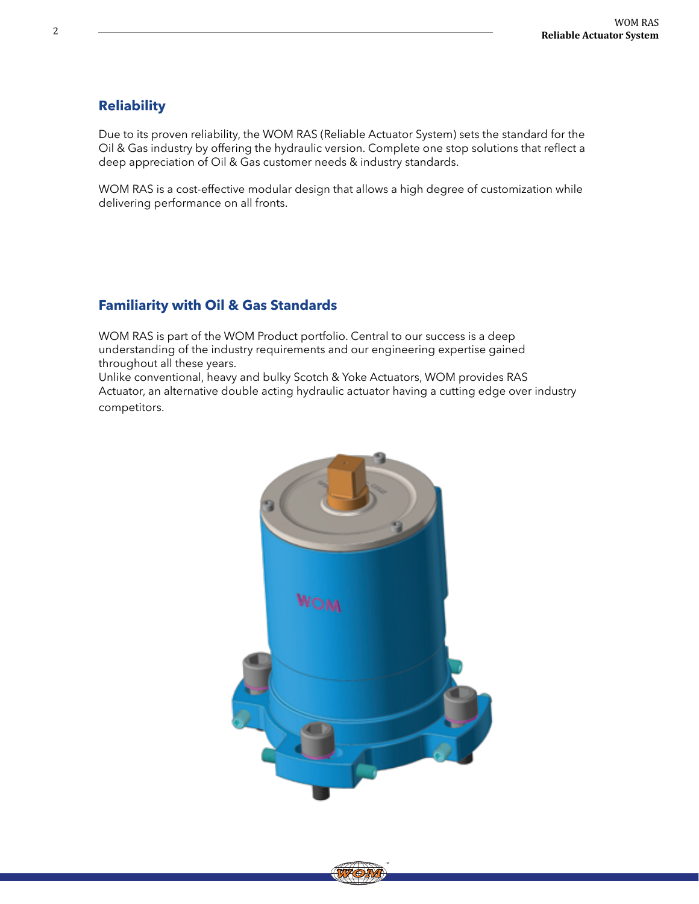## Reliability

Due to its proven reliability, the WOM RAS (Reliable Actuator System) sets the standard for the Oil & Gas industry by offering the hydraulic version. Complete one stop solutions that reflect a deep appreciation of Oil & Gas customer needs & industry standards.

WOM RAS is a cost-effective modular design that allows a high degree of customization while delivering performance on all fronts.

## Familiarity with Oil & Gas Standards

WOM RAS is part of the WOM Product portfolio. Central to our success is a deep understanding of the industry requirements and our engineering expertise gained throughout all these years.
Unlike conventional, heavy and bulky Scotch & Yoke Actuators, WOM provides RAS Actuator, an alternative double acting hydraulic actuator having a cutting edge over industry competitors.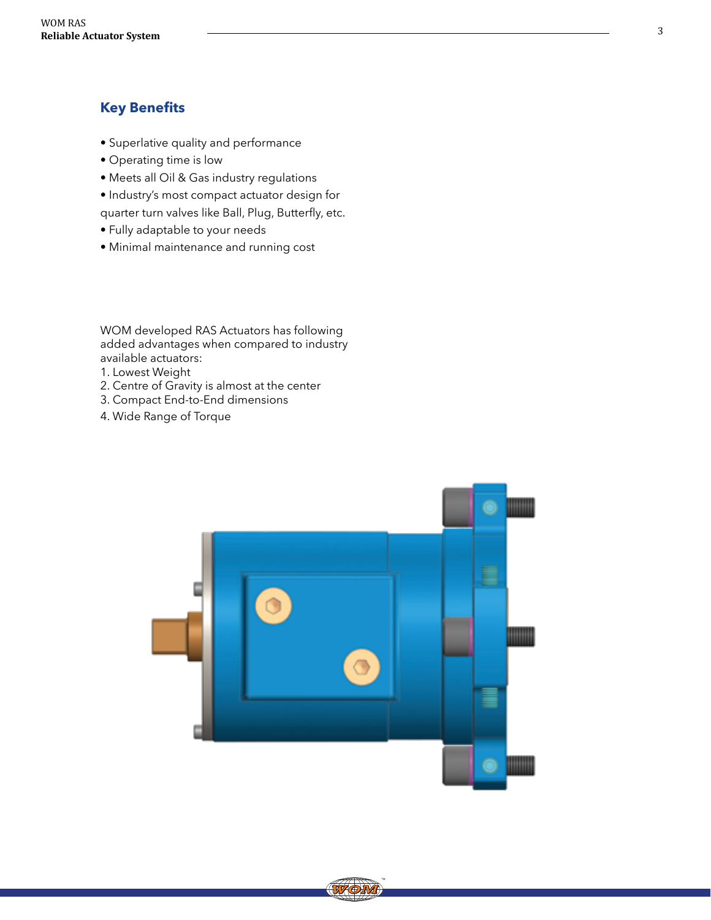## Key Benefits

- Superlative quality and performance
- Operating time is low
- Meets all Oil & Gas industry regulations
- Industry's most compact actuator design for quarter turn valves like Ball, Plug, Butterfly, etc.
- Fully adaptable to your needs
- Minimal maintenance and running cost

WOM developed RAS Actuators has following added advantages when compared to industry available actuators:

1. Lowest Weight
2. Centre of Gravity is almost at the center
3. Compact End-to-End dimensions
4. Wide Range of Torque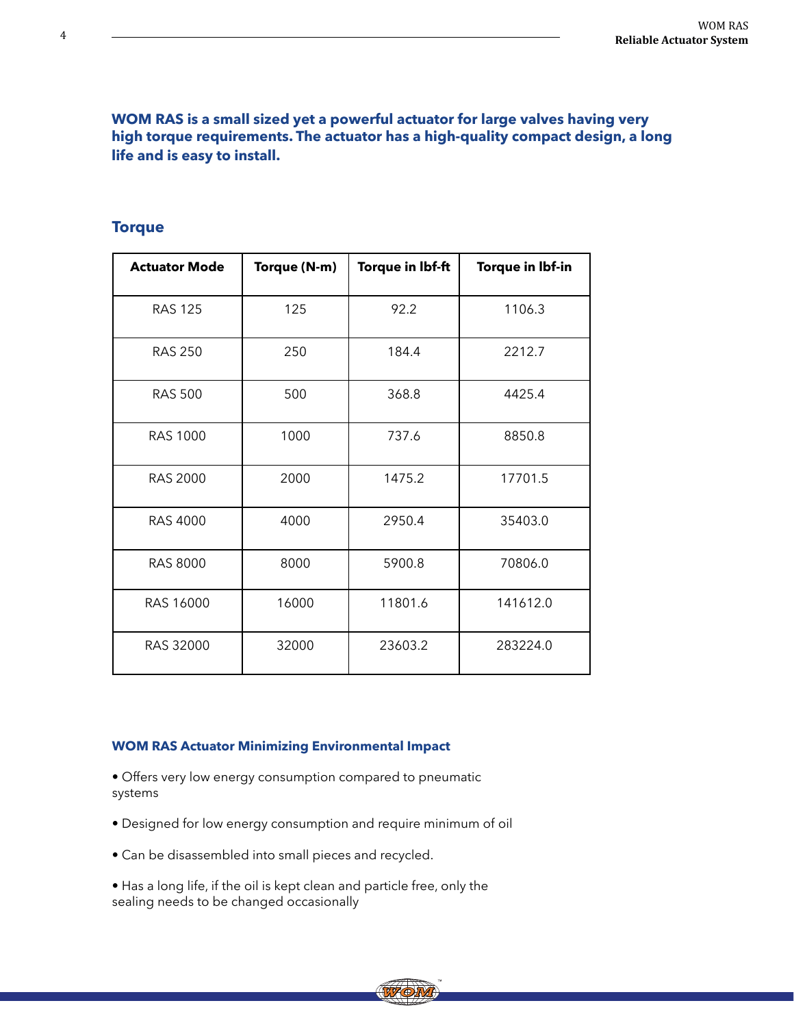**WOM RAS is a small sized yet a powerful actuator for large valves having very high torque requirements. The actuator has a high-quality compact design, a long life and is easy to install.**

## Torque

| Actuator Mode | Torque (N-m) | Torque in lbf-ft | Torque in lbf-in |
|---|---|---|---|
| RAS 125 | 125 | 92.2 | 1106.3 |
| RAS 250 | 250 | 184.4 | 2212.7 |
| RAS 500 | 500 | 368.8 | 4425.4 |
| RAS 1000 | 1000 | 737.6 | 8850.8 |
| RAS 2000 | 2000 | 1475.2 | 17701.5 |
| RAS 4000 | 4000 | 2950.4 | 35403.0 |
| RAS 8000 | 8000 | 5900.8 | 70806.0 |
| RAS 16000 | 16000 | 11801.6 | 141612.0 |
| RAS 32000 | 32000 | 23603.2 | 283224.0 |

### WOM RAS Actuator Minimizing Environmental Impact

- Offers very low energy consumption compared to pneumatic systems
- Designed for low energy consumption and require minimum of oil
- Can be disassembled into small pieces and recycled.
- Has a long life, if the oil is kept clean and particle free, only the sealing needs to be changed occasionally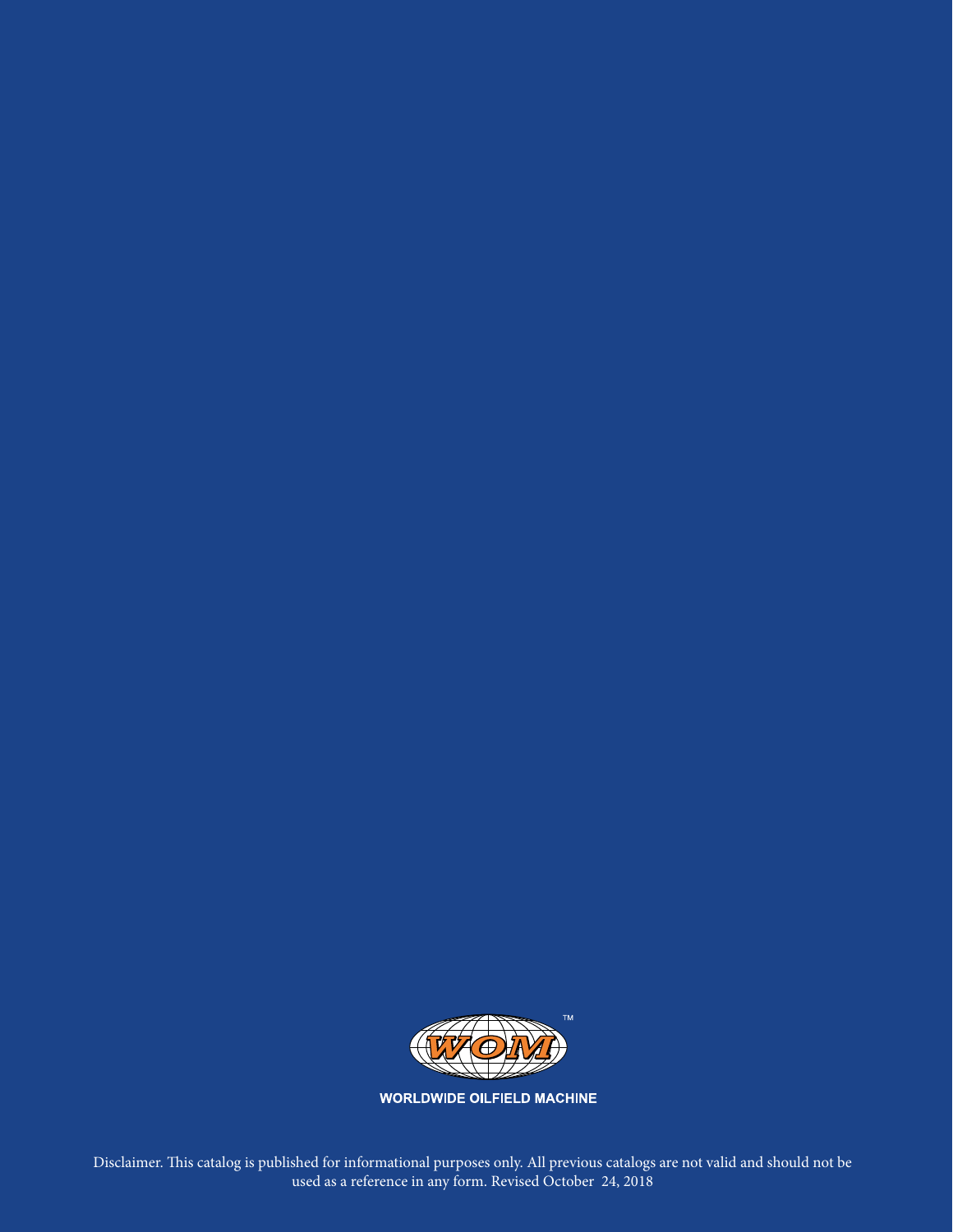WORLDWIDE OILFIELD MACHINE

Disclaimer. This catalog is published for informational purposes only. All previous catalogs are not valid and should not be used as a reference in any form. Revised October 24, 2018